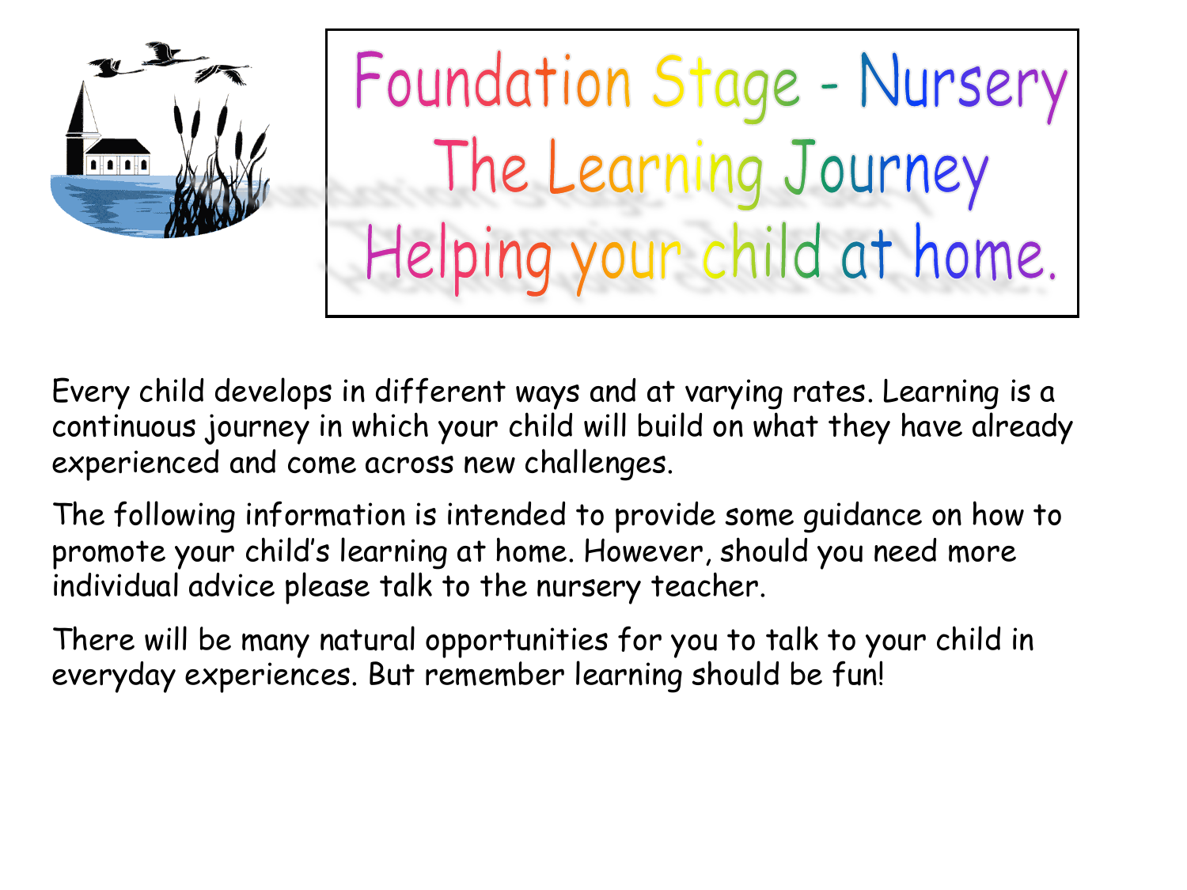# Foundation Stage - Nursery
# The Learning Journey
# Helping your child at home.

Every child develops in different ways and at varying rates. Learning is a continuous journey in which your child will build on what they have already experienced and come across new challenges.

The following information is intended to provide some guidance on how to promote your child's learning at home. However, should you need more individual advice please talk to the nursery teacher.

There will be many natural opportunities for you to talk to your child in everyday experiences. But remember learning should be fun!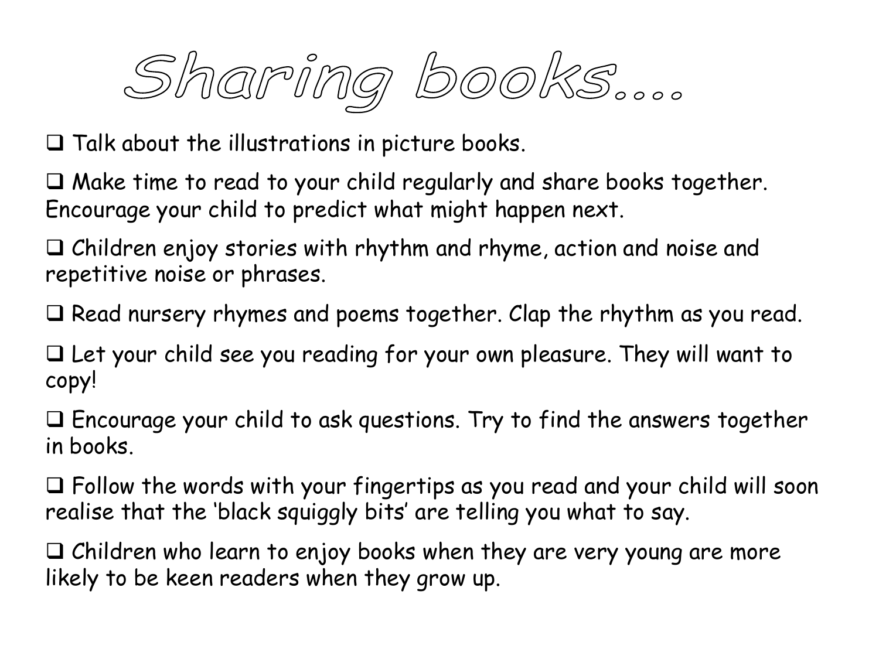# Sharing books….

- Talk about the illustrations in picture books.
- Make time to read to your child regularly and share books together. Encourage your child to predict what might happen next.
- Children enjoy stories with rhythm and rhyme, action and noise and repetitive noise or phrases.
- Read nursery rhymes and poems together. Clap the rhythm as you read.
- Let your child see you reading for your own pleasure. They will want to copy!
- Encourage your child to ask questions. Try to find the answers together in books.
- Follow the words with your fingertips as you read and your child will soon realise that the 'black squiggly bits' are telling you what to say.
- Children who learn to enjoy books when they are very young are more likely to be keen readers when they grow up.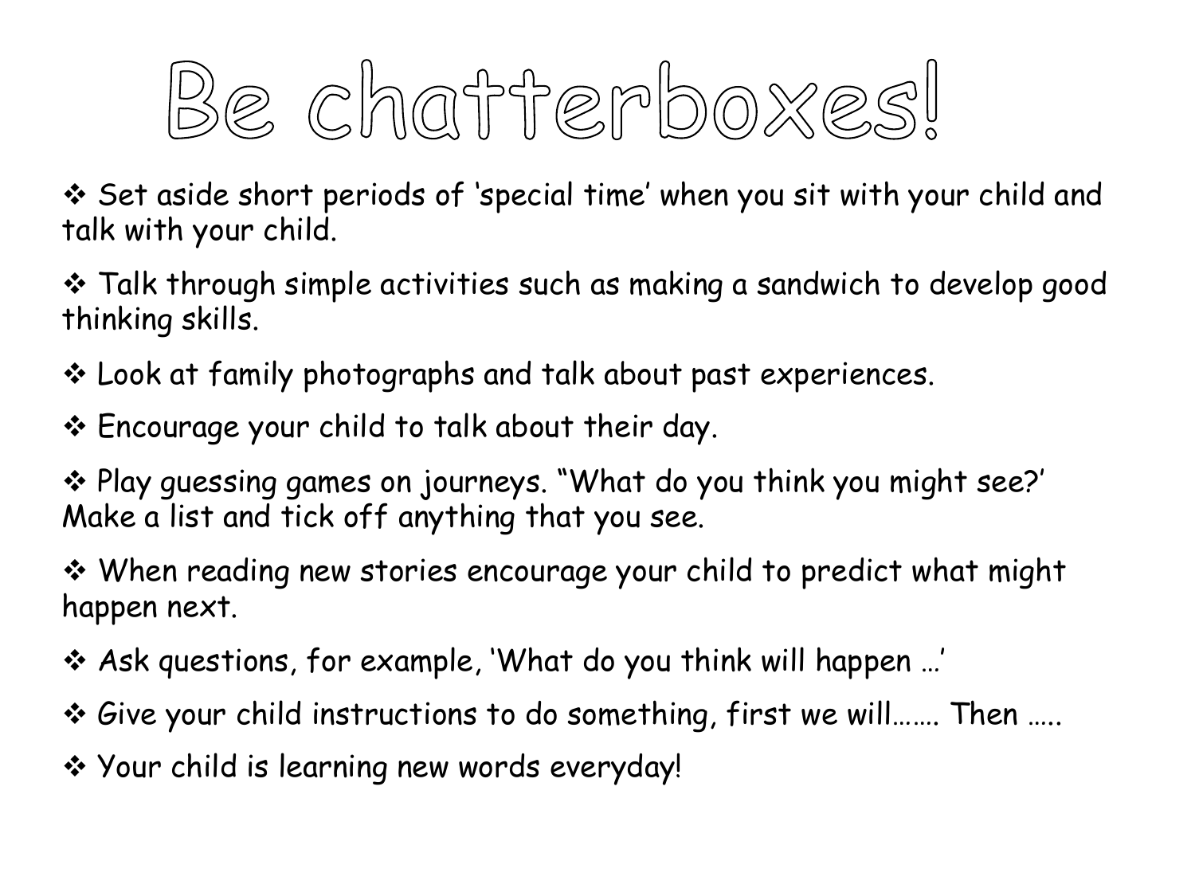# Be chatterboxes!

- ❖ Set aside short periods of 'special time' when you sit with your child and talk with your child.
- ❖ Talk through simple activities such as making a sandwich to develop good thinking skills.
- ❖ Look at family photographs and talk about past experiences.
- ❖ Encourage your child to talk about their day.
- ❖ Play guessing games on journeys. "What do you think you might see?' Make a list and tick off anything that you see.
- ❖ When reading new stories encourage your child to predict what might happen next.
- ❖ Ask questions, for example, 'What do you think will happen …'
- ❖ Give your child instructions to do something, first we will……. Then …..
- ❖ Your child is learning new words everyday!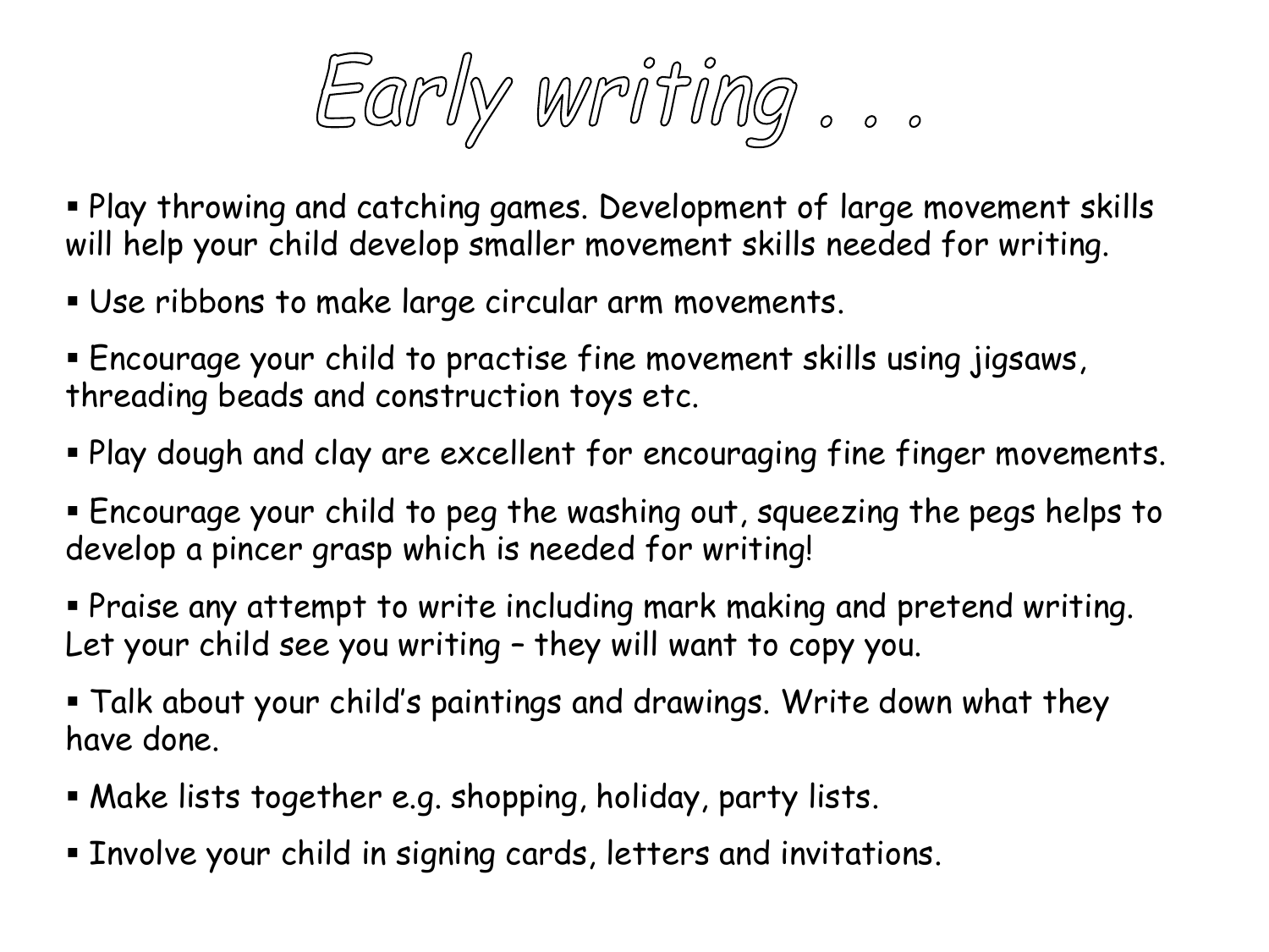# Early writing . . .

- Play throwing and catching games. Development of large movement skills will help your child develop smaller movement skills needed for writing.
- Use ribbons to make large circular arm movements.
- Encourage your child to practise fine movement skills using jigsaws, threading beads and construction toys etc.
- Play dough and clay are excellent for encouraging fine finger movements.
- Encourage your child to peg the washing out, squeezing the pegs helps to develop a pincer grasp which is needed for writing!
- Praise any attempt to write including mark making and pretend writing. Let your child see you writing – they will want to copy you.
- Talk about your child's paintings and drawings. Write down what they have done.
- Make lists together e.g. shopping, holiday, party lists.
- Involve your child in signing cards, letters and invitations.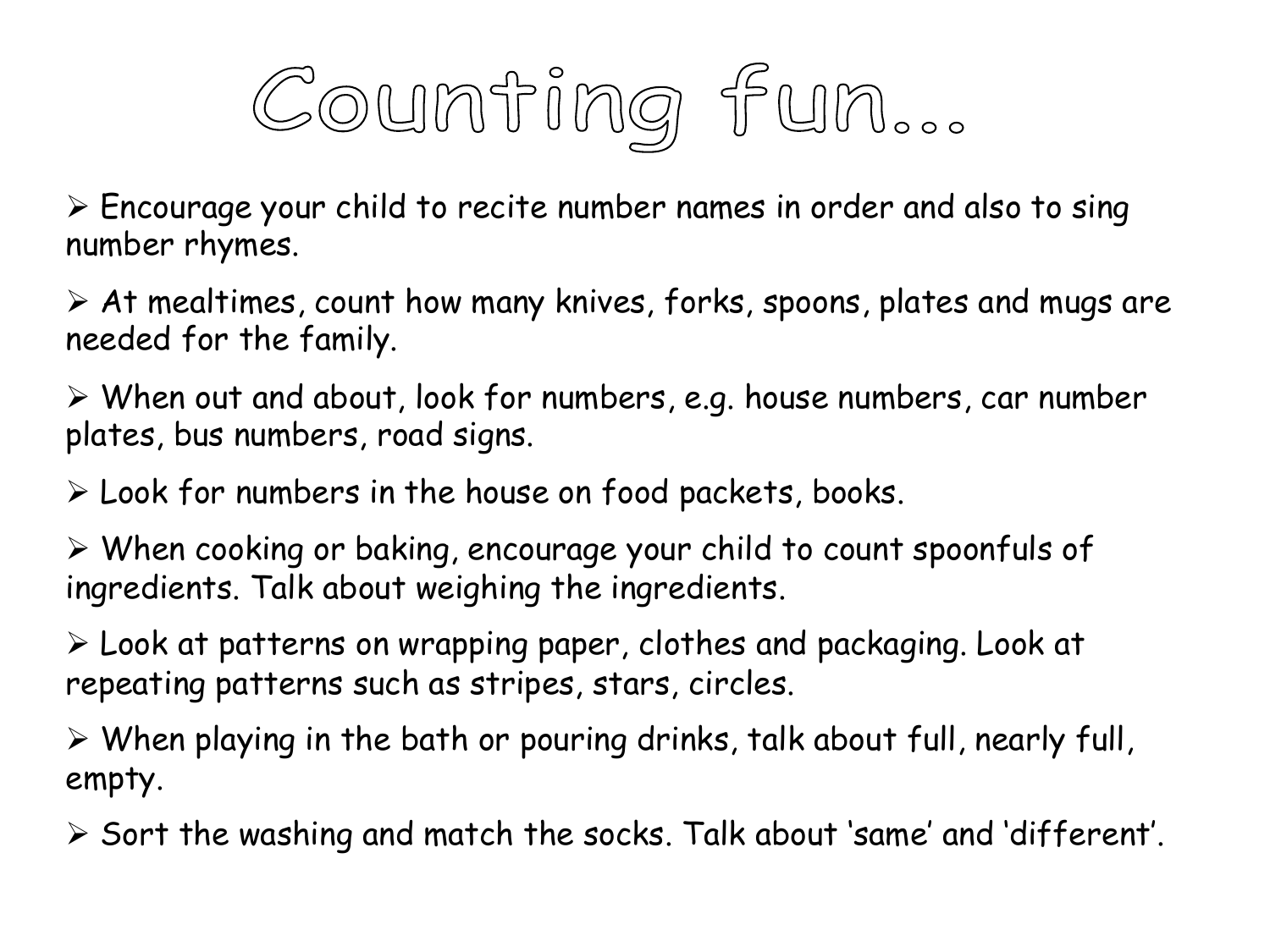# Counting fun…

- Encourage your child to recite number names in order and also to sing number rhymes.
- At mealtimes, count how many knives, forks, spoons, plates and mugs are needed for the family.
- When out and about, look for numbers, e.g. house numbers, car number plates, bus numbers, road signs.
- Look for numbers in the house on food packets, books.
- When cooking or baking, encourage your child to count spoonfuls of ingredients. Talk about weighing the ingredients.
- Look at patterns on wrapping paper, clothes and packaging. Look at repeating patterns such as stripes, stars, circles.
- When playing in the bath or pouring drinks, talk about full, nearly full, empty.
- Sort the washing and match the socks. Talk about 'same' and 'different'.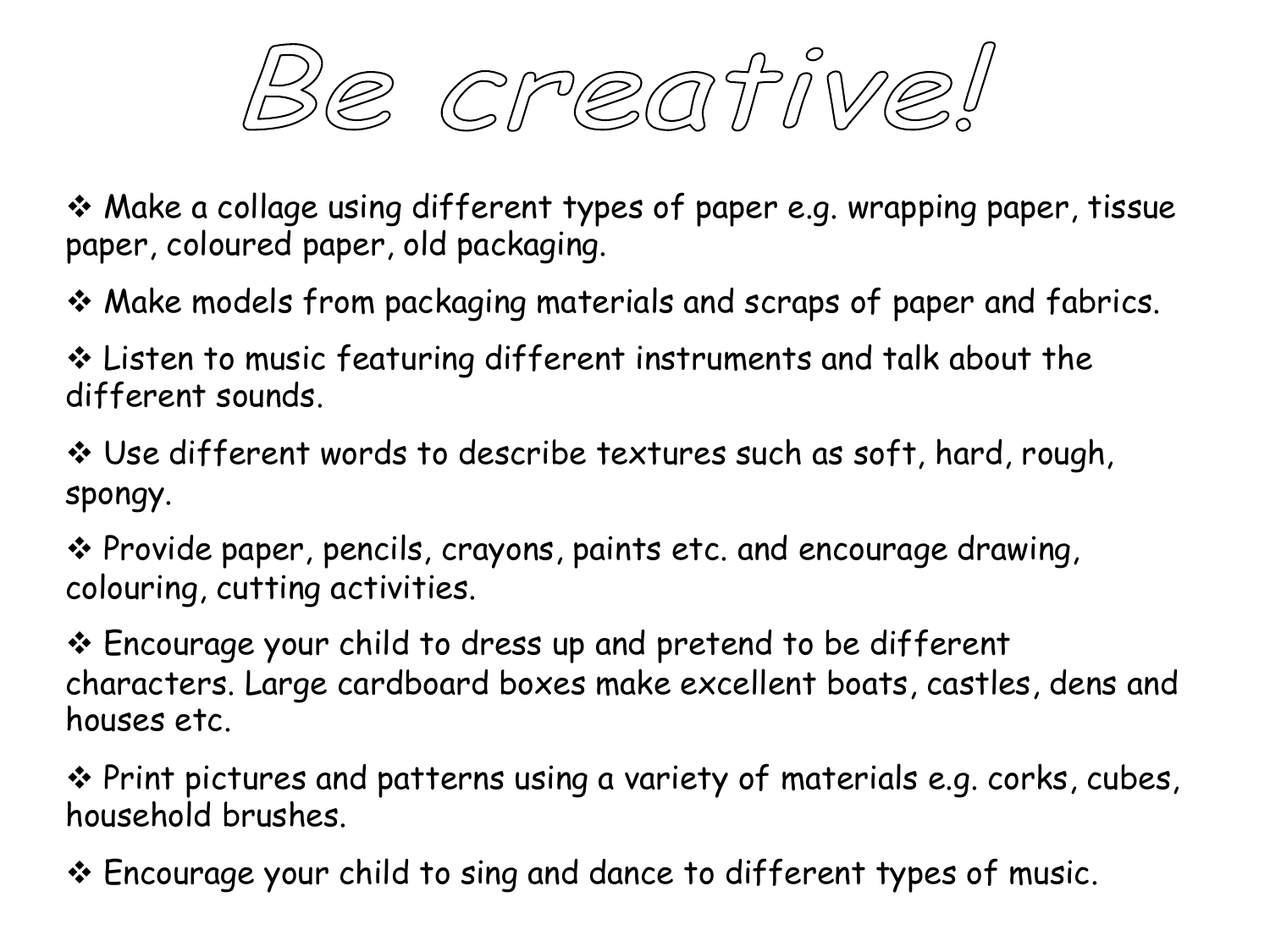# Be creative!

- Make a collage using different types of paper e.g. wrapping paper, tissue paper, coloured paper, old packaging.
- Make models from packaging materials and scraps of paper and fabrics.
- Listen to music featuring different instruments and talk about the different sounds.
- Use different words to describe textures such as soft, hard, rough, spongy.
- Provide paper, pencils, crayons, paints etc. and encourage drawing, colouring, cutting activities.
- Encourage your child to dress up and pretend to be different characters. Large cardboard boxes make excellent boats, castles, dens and houses etc.
- Print pictures and patterns using a variety of materials e.g. corks, cubes, household brushes.
- Encourage your child to sing and dance to different types of music.